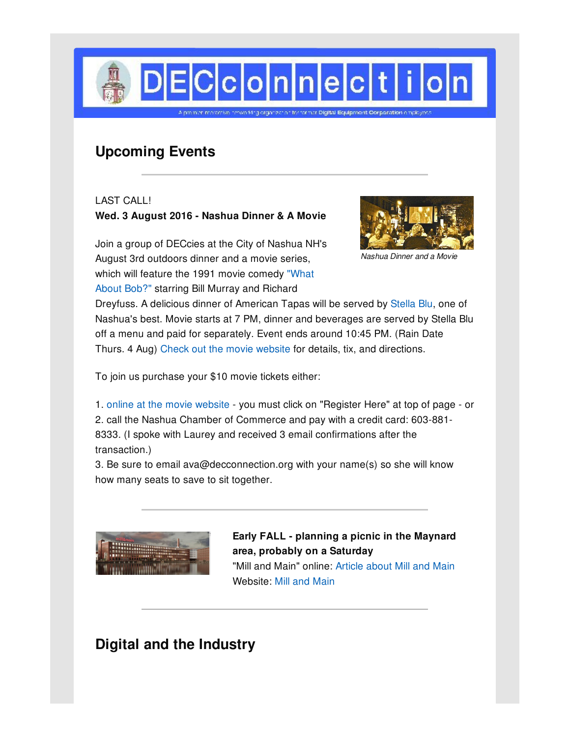# DECconnection

A premier member-driven networking organization for former Digital Equipment Corporation employees

## Upcoming Events

LAST CALL!

**Wed. 3 August 2016 - Nashua Dinner & A Movie**

*Nashua Dinner and a Movie*

Join a group of DECcies at the City of Nashua NH's August 3rd outdoors dinner and a movie series, which will feature the 1991 movie comedy "What About Bob?" starring Bill Murray and Richard Dreyfuss. A delicious dinner of American Tapas will be served by Stella Blu, one of Nashua's best. Movie starts at 7 PM, dinner and beverages are served by Stella Blu off a menu and paid for separately. Event ends around 10:45 PM. (Rain Date Thurs. 4 Aug) Check out the movie website for details, tix, and directions.

To join us purchase your $10 movie tickets either:

1. online at the movie website - you must click on "Register Here" at top of page - or
2. call the Nashua Chamber of Commerce and pay with a credit card: 603-881-8333. (I spoke with Laurey and received 3 email confirmations after the transaction.)
3. Be sure to email ava@decconnection.org with your name(s) so she will know how many seats to save to sit together.

**Early FALL - planning a picnic in the Maynard area, probably on a Saturday**

"Mill and Main" online: Article about Mill and Main

Website: Mill and Main

## Digital and the Industry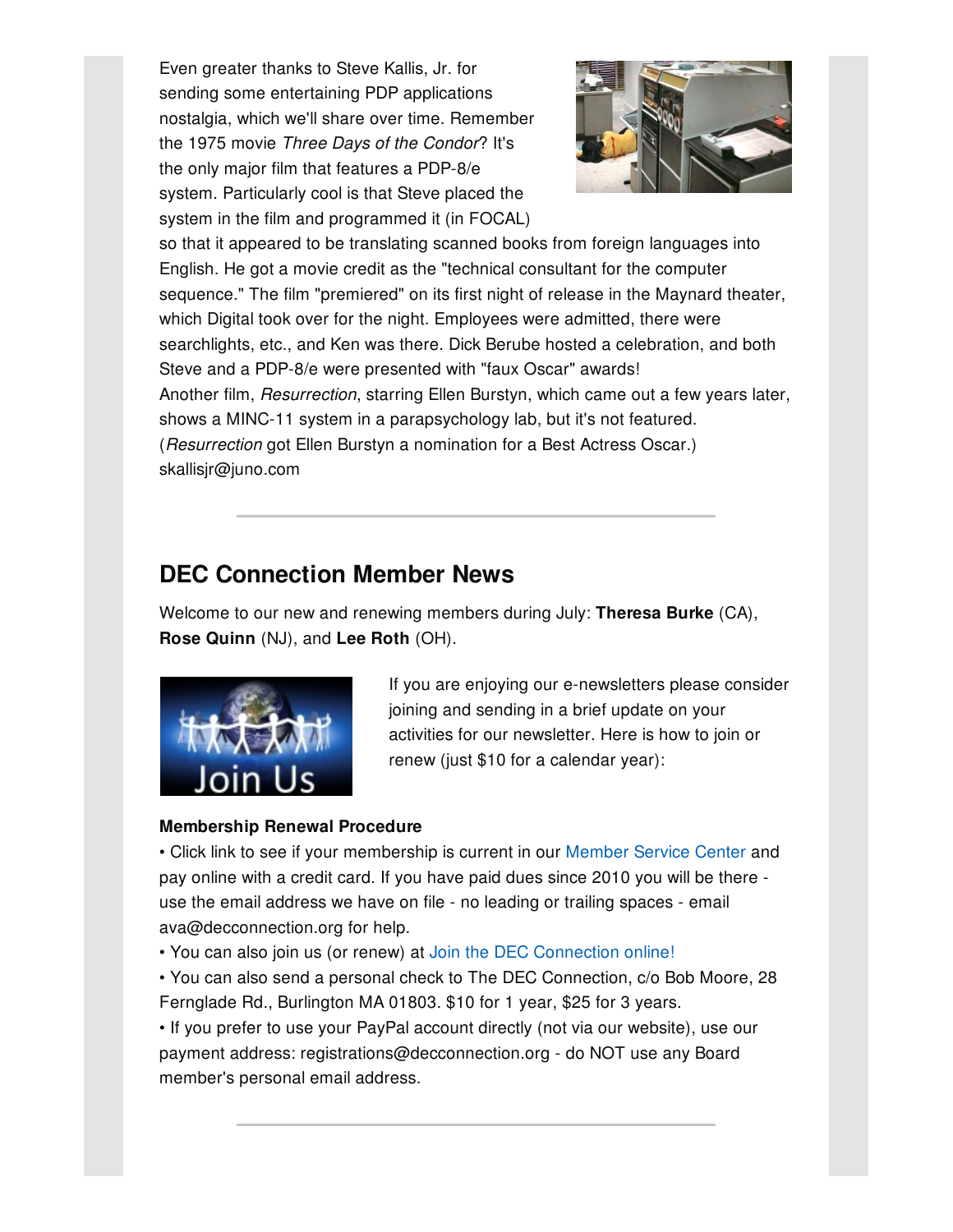Even greater thanks to Steve Kallis, Jr. for sending some entertaining PDP applications nostalgia, which we'll share over time. Remember the 1975 movie *Three Days of the Condor*? It's the only major film that features a PDP-8/e system. Particularly cool is that Steve placed the system in the film and programmed it (in FOCAL) so that it appeared to be translating scanned books from foreign languages into English. He got a movie credit as the "technical consultant for the computer sequence." The film "premiered" on its first night of release in the Maynard theater, which Digital took over for the night. Employees were admitted, there were searchlights, etc., and Ken was there. Dick Berube hosted a celebration, and both Steve and a PDP-8/e were presented with "faux Oscar" awards!
Another film, *Resurrection*, starring Ellen Burstyn, which came out a few years later, shows a MINC-11 system in a parapsychology lab, but it's not featured. (*Resurrection* got Ellen Burstyn a nomination for a Best Actress Oscar.)
skallisjr@juno.com

---

## DEC Connection Member News

Welcome to our new and renewing members during July: **Theresa Burke** (CA), **Rose Quinn** (NJ), and **Lee Roth** (OH).

If you are enjoying our e-newsletters please consider joining and sending in a brief update on your activities for our newsletter. Here is how to join or renew (just $10 for a calendar year):

**Membership Renewal Procedure**

• Click link to see if your membership is current in our Member Service Center and pay online with a credit card. If you have paid dues since 2010 you will be there - use the email address we have on file - no leading or trailing spaces - email ava@decconnection.org for help.
• You can also join us (or renew) at Join the DEC Connection online!
• You can also send a personal check to The DEC Connection, c/o Bob Moore, 28 Fernglade Rd., Burlington MA 01803. $10 for 1 year, $25 for 3 years.
• If you prefer to use your PayPal account directly (not via our website), use our payment address: registrations@decconnection.org - do NOT use any Board member's personal email address.

---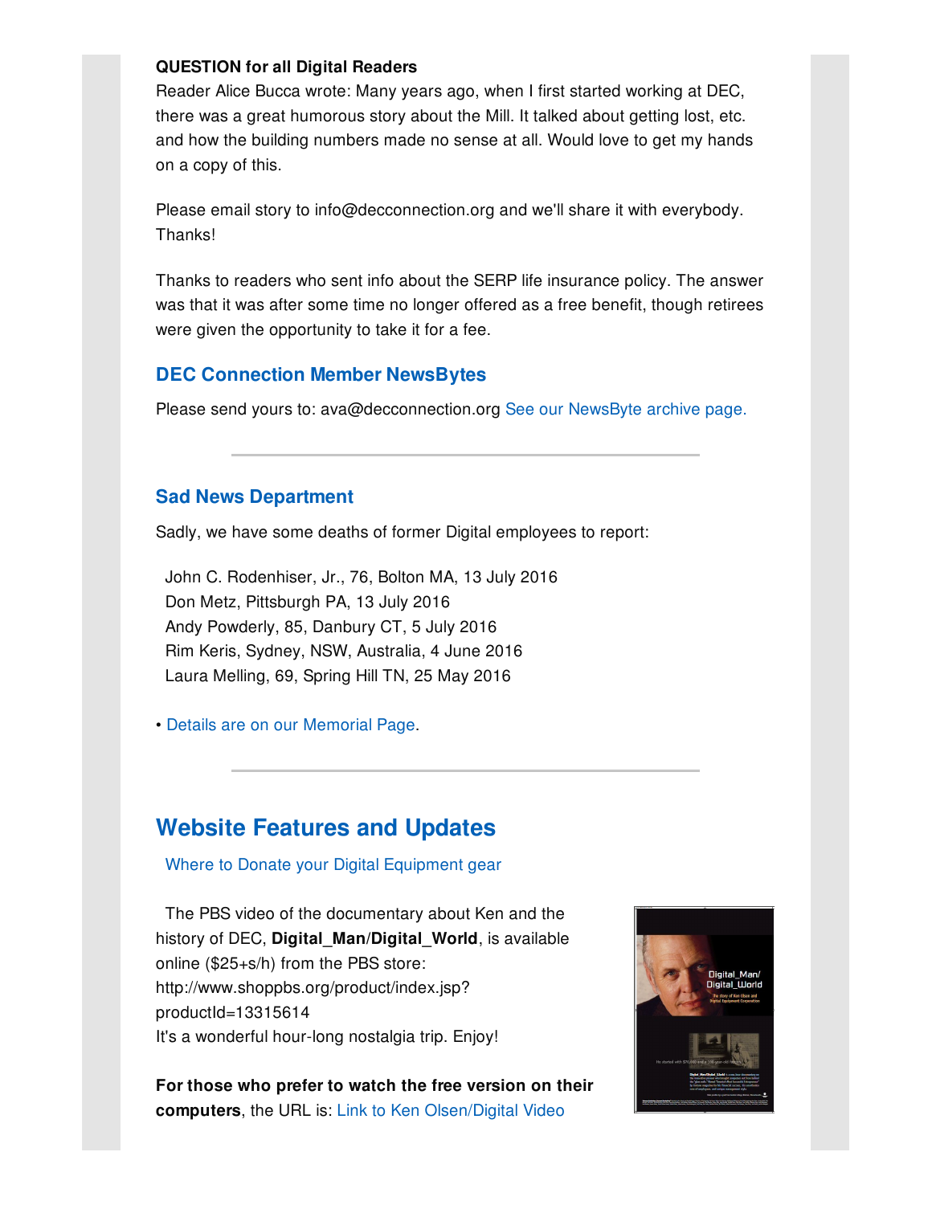**QUESTION for all Digital Readers**

Reader Alice Bucca wrote: Many years ago, when I first started working at DEC, there was a great humorous story about the Mill. It talked about getting lost, etc. and how the building numbers made no sense at all. Would love to get my hands on a copy of this.

Please email story to info@decconnection.org and we'll share it with everybody. Thanks!

Thanks to readers who sent info about the SERP life insurance policy. The answer was that it was after some time no longer offered as a free benefit, though retirees were given the opportunity to take it for a fee.

### DEC Connection Member NewsBytes

Please send yours to: ava@decconnection.org See our NewsByte archive page.

---

### Sad News Department

Sadly, we have some deaths of former Digital employees to report:

John C. Rodenhiser, Jr., 76, Bolton MA, 13 July 2016
Don Metz, Pittsburgh PA, 13 July 2016
Andy Powderly, 85, Danbury CT, 5 July 2016
Rim Keris, Sydney, NSW, Australia, 4 June 2016
Laura Melling, 69, Spring Hill TN, 25 May 2016

- Details are on our Memorial Page.

---

## Website Features and Updates

Where to Donate your Digital Equipment gear

The PBS video of the documentary about Ken and the history of DEC, **Digital_Man**/**Digital_World**, is available online ($25+s/h) from the PBS store: http://www.shoppbs.org/product/index.jsp?productId=13315614
It's a wonderful hour-long nostalgia trip. Enjoy!

**For those who prefer to watch the free version on their computers**, the URL is: Link to Ken Olsen/Digital Video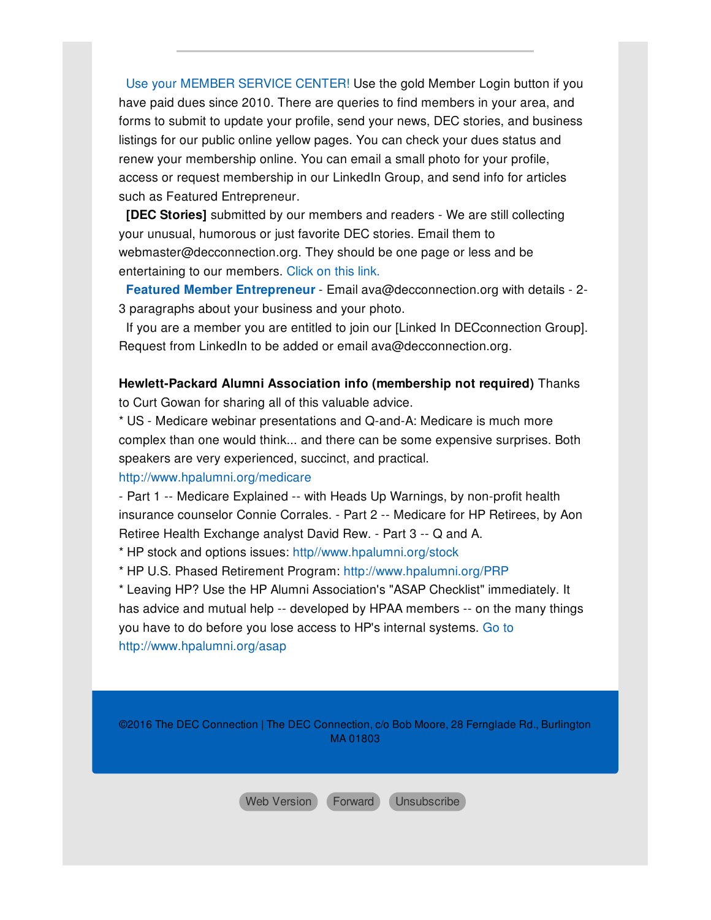Use your MEMBER SERVICE CENTER! Use the gold Member Login button if you have paid dues since 2010. There are queries to find members in your area, and forms to submit to update your profile, send your news, DEC stories, and business listings for our public online yellow pages. You can check your dues status and renew your membership online. You can email a small photo for your profile, access or request membership in our LinkedIn Group, and send info for articles such as Featured Entrepreneur.

**[DEC Stories]** submitted by our members and readers - We are still collecting your unusual, humorous or just favorite DEC stories. Email them to webmaster@decconnection.org. They should be one page or less and be entertaining to our members. Click on this link.

**Featured Member Entrepreneur** - Email ava@decconnection.org with details - 2-3 paragraphs about your business and your photo.

If you are a member you are entitled to join our [Linked In DECconnection Group]. Request from LinkedIn to be added or email ava@decconnection.org.

**Hewlett-Packard Alumni Association info (membership not required)** Thanks to Curt Gowan for sharing all of this valuable advice.

* US - Medicare webinar presentations and Q-and-A: Medicare is much more complex than one would think... and there can be some expensive surprises. Both speakers are very experienced, succinct, and practical.
http://www.hpalumni.org/medicare
- Part 1 -- Medicare Explained -- with Heads Up Warnings, by non-profit health insurance counselor Connie Corrales. - Part 2 -- Medicare for HP Retirees, by Aon Retiree Health Exchange analyst David Rew. - Part 3 -- Q and A.
* HP stock and options issues: http//www.hpalumni.org/stock
* HP U.S. Phased Retirement Program: http://www.hpalumni.org/PRP
* Leaving HP? Use the HP Alumni Association's "ASAP Checklist" immediately. It has advice and mutual help -- developed by HPAA members -- on the many things you have to do before you lose access to HP's internal systems. Go to http://www.hpalumni.org/asap

©2016 The DEC Connection | The DEC Connection, c/o Bob Moore, 28 Fernglade Rd., Burlington MA 01803

Web Version Forward Unsubscribe